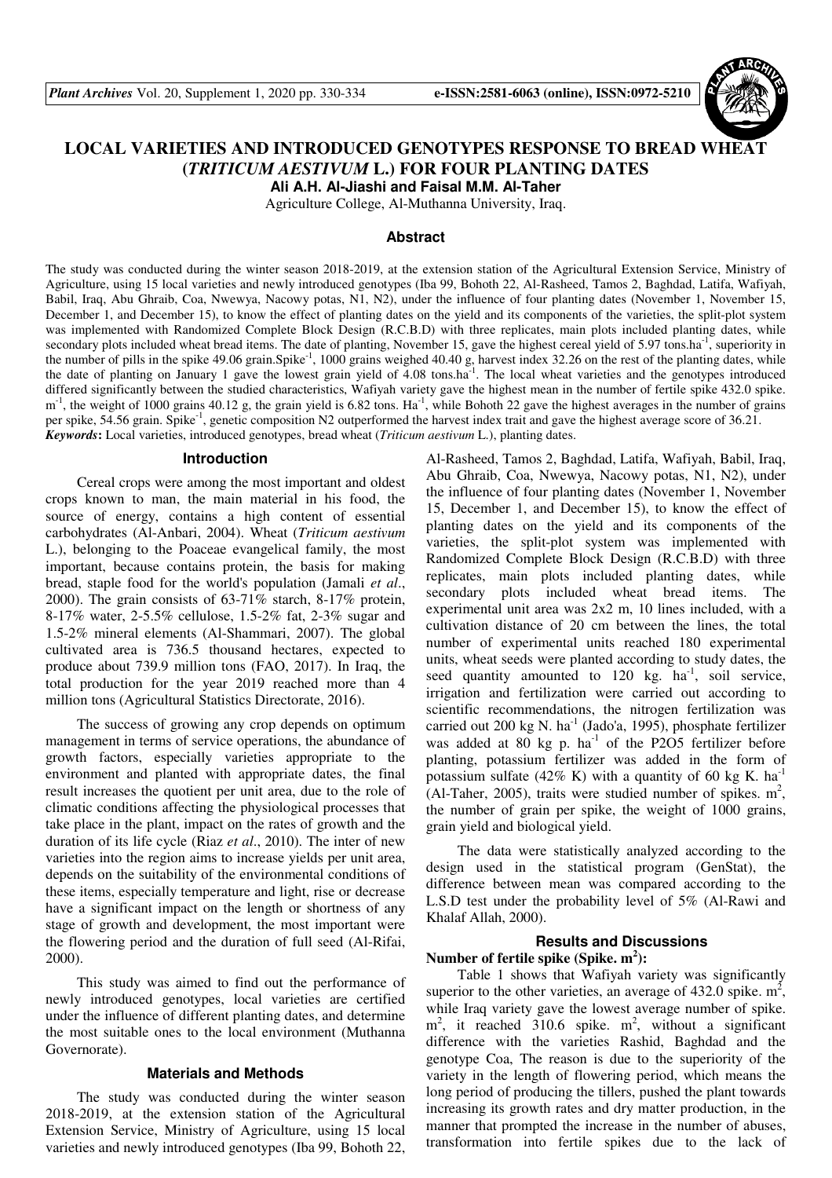# LOCAL VARIETIES AND INTRODUCED GENOTYPES RESPONSE TO BREAD WHEAT (*TRITICUM AESTIVUM* L.) FOR FOUR PLANTING DATES

**Ali A.H. Al-Jiashi and Faisal M.M. Al-Taher**

Agriculture College, Al-Muthanna University, Iraq.

## Abstract

The study was conducted during the winter season 2018-2019, at the extension station of the Agricultural Extension Service, Ministry of Agriculture, using 15 local varieties and newly introduced genotypes (Iba 99, Bohoth 22, Al-Rasheed, Tamos 2, Baghdad, Latifa, Wafiyah, Babil, Iraq, Abu Ghraib, Coa, Nwewya, Nacowy potas, N1, N2), under the influence of four planting dates (November 1, November 15, December 1, and December 15), to know the effect of planting dates on the yield and its components of the varieties, the split-plot system was implemented with Randomized Complete Block Design (R.C.B.D) with three replicates, main plots included planting dates, while secondary plots included wheat bread items. The date of planting, November 15, gave the highest cereal yield of 5.97 tons.ha$^{-1}$, superiority in the number of pills in the spike 49.06 grain.Spike$^{-1}$, 1000 grains weighed 40.40 g, harvest index 32.26 on the rest of the planting dates, while the date of planting on January 1 gave the lowest grain yield of 4.08 tons.ha$^{-1}$. The local wheat varieties and the genotypes introduced differed significantly between the studied characteristics, Wafiyah variety gave the highest mean in the number of fertile spike 432.0 spike. m$^{-1}$, the weight of 1000 grains 40.12 g, the grain yield is 6.82 tons. Ha$^{-1}$, while Bohoth 22 gave the highest averages in the number of grains per spike, 54.56 grain. Spike$^{-1}$, genetic composition N2 outperformed the harvest index trait and gave the highest average score of 36.21.

***Keywords*:** Local varieties, introduced genotypes, bread wheat (*Triticum aestivum* L.), planting dates.

## Introduction

Cereal crops were among the most important and oldest crops known to man, the main material in his food, the source of energy, contains a high content of essential carbohydrates (Al-Anbari, 2004). Wheat (*Triticum aestivum* L.), belonging to the Poaceae evangelical family, the most important, because contains protein, the basis for making bread, staple food for the world's population (Jamali *et al*., 2000). The grain consists of 63-71% starch, 8-17% protein, 8-17% water, 2-5.5% cellulose, 1.5-2% fat, 2-3% sugar and 1.5-2% mineral elements (Al-Shammari, 2007). The global cultivated area is 736.5 thousand hectares, expected to produce about 739.9 million tons (FAO, 2017). In Iraq, the total production for the year 2019 reached more than 4 million tons (Agricultural Statistics Directorate, 2016).

The success of growing any crop depends on optimum management in terms of service operations, the abundance of growth factors, especially varieties appropriate to the environment and planted with appropriate dates, the final result increases the quotient per unit area, due to the role of climatic conditions affecting the physiological processes that take place in the plant, impact on the rates of growth and the duration of its life cycle (Riaz *et al*., 2010). The inter of new varieties into the region aims to increase yields per unit area, depends on the suitability of the environmental conditions of these items, especially temperature and light, rise or decrease have a significant impact on the length or shortness of any stage of growth and development, the most important were the flowering period and the duration of full seed (Al-Rifai, 2000).

This study was aimed to find out the performance of newly introduced genotypes, local varieties are certified under the influence of different planting dates, and determine the most suitable ones to the local environment (Muthanna Governorate).

## Materials and Methods

The study was conducted during the winter season 2018-2019, at the extension station of the Agricultural Extension Service, Ministry of Agriculture, using 15 local varieties and newly introduced genotypes (Iba 99, Bohoth 22, Al-Rasheed, Tamos 2, Baghdad, Latifa, Wafiyah, Babil, Iraq, Abu Ghraib, Coa, Nwewya, Nacowy potas, N1, N2), under the influence of four planting dates (November 1, November 15, December 1, and December 15), to know the effect of planting dates on the yield and its components of the varieties, the split-plot system was implemented with Randomized Complete Block Design (R.C.B.D) with three replicates, main plots included planting dates, while secondary plots included wheat bread items. The experimental unit area was 2x2 m, 10 lines included, with a cultivation distance of 20 cm between the lines, the total number of experimental units reached 180 experimental units, wheat seeds were planted according to study dates, the seed quantity amounted to 120 kg. ha$^{-1}$, soil service, irrigation and fertilization were carried out according to scientific recommendations, the nitrogen fertilization was carried out 200 kg N. ha$^{-1}$ (Jado'a, 1995), phosphate fertilizer was added at 80 kg p. ha$^{-1}$ of the $P_2O_5$ fertilizer before planting, potassium fertilizer was added in the form of potassium sulfate (42% K) with a quantity of 60 kg K. ha$^{-1}$ (Al-Taher, 2005), traits were studied number of spikes. m$^2$, the number of grain per spike, the weight of 1000 grains, grain yield and biological yield.

The data were statistically analyzed according to the design used in the statistical program (GenStat), the difference between mean was compared according to the L.S.D test under the probability level of 5% (Al-Rawi and Khalaf Allah, 2000).

## Results and Discussions

**Number of fertile spike (Spike. m$^2$):**

Table 1 shows that Wafiyah variety was significantly superior to the other varieties, an average of 432.0 spike. m$^2$, while Iraq variety gave the lowest average number of spike. m$^2$, it reached 310.6 spike. m$^2$, without a significant difference with the varieties Rashid, Baghdad and the genotype Coa, The reason is due to the superiority of the variety in the length of flowering period, which means the long period of producing the tillers, pushed the plant towards increasing its growth rates and dry matter production, in the manner that prompted the increase in the number of abuses, transformation into fertile spikes due to the lack of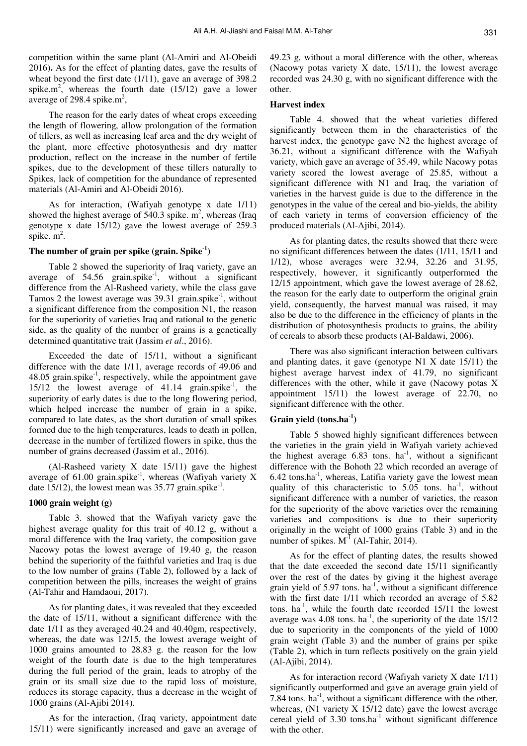competition within the same plant (Al-Amiri and Al-Obeidi 2016). As for the effect of planting dates, gave the results of wheat beyond the first date (1/11), gave an average of 398.2 spike.m$^2$, whereas the fourth date (15/12) gave a lower average of 298.4 spike.m$^2$,

The reason for the early dates of wheat crops exceeding the length of flowering, allow prolongation of the formation of tillers, as well as increasing leaf area and the dry weight of the plant, more effective photosynthesis and dry matter production, reflect on the increase in the number of fertile spikes, due to the development of these tillers naturally to Spikes, lack of competition for the abundance of represented materials (Al-Amiri and Al-Obeidi 2016).

As for interaction, (Wafiyah genotype x date 1/11) showed the highest average of 540.3 spike. m$^2$, whereas (Iraq genotype x date 15/12) gave the lowest average of 259.3 spike. m$^2$.

### The number of grain per spike (grain. Spike$^{-1}$)

Table 2 showed the superiority of Iraq variety, gave an average of 54.56 grain.spike$^{-1}$, without a significant difference from the Al-Rasheed variety, while the class gave Tamos 2 the lowest average was 39.31 grain.spike$^{-1}$, without a significant difference from the composition N1, the reason for the superiority of varieties Iraq and rational to the genetic side, as the quality of the number of grains is a genetically determined quantitative trait (Jassim *et al*., 2016).

Exceeded the date of 15/11, without a significant difference with the date 1/11, average records of 49.06 and 48.05 grain.spike$^{-1}$, respectively, while the appointment gave 15/12 the lowest average of 41.14 grain.spike$^{-1}$, the superiority of early dates is due to the long flowering period, which helped increase the number of grain in a spike, compared to late dates, as the short duration of small spikes formed due to the high temperatures, leads to death in pollen, decrease in the number of fertilized flowers in spike, thus the number of grains decreased (Jassim et al., 2016).

(Al-Rasheed variety X date 15/11) gave the highest average of 61.00 grain.spike$^{-1}$, whereas (Wafiyah variety X date 15/12), the lowest mean was 35.77 grain.spike$^{-1}$.

### 1000 grain weight (g)

Table 3. showed that the Wafiyah variety gave the highest average quality for this trait of 40.12 g, without a moral difference with the Iraq variety, the composition gave Nacowy potas the lowest average of 19.40 g, the reason behind the superiority of the faithful varieties and Iraq is due to the low number of grains (Table 2), followed by a lack of competition between the pills, increases the weight of grains (Al-Tahir and Hamdaoui, 2017).

As for planting dates, it was revealed that they exceeded the date of 15/11, without a significant difference with the date 1/11 as they averaged 40.24 and 40.40gm, respectively, whereas, the date was 12/15, the lowest average weight of 1000 grains amounted to 28.83 g. the reason for the low weight of the fourth date is due to the high temperatures during the full period of the grain, leads to atrophy of the grain or its small size due to the rapid loss of moisture, reduces its storage capacity, thus a decrease in the weight of 1000 grains (Al-Ajibi 2014).

As for the interaction, (Iraq variety, appointment date 15/11) were significantly increased and gave an average of 49.23 g, without a moral difference with the other, whereas (Nacowy potas variety X date, 15/11), the lowest average recorded was 24.30 g, with no significant difference with the other.

### Harvest index

Table 4. showed that the wheat varieties differed significantly between them in the characteristics of the harvest index, the genotype gave N2 the highest average of 36.21, without a significant difference with the Wafiyah variety, which gave an average of 35.49, while Nacowy potas variety scored the lowest average of 25.85, without a significant difference with N1 and Iraq, the variation of varieties in the harvest guide is due to the difference in the genotypes in the value of the cereal and bio-yields, the ability of each variety in terms of conversion efficiency of the produced materials (Al-Ajibi, 2014).

As for planting dates, the results showed that there were no significant differences between the dates (1/11, 15/11 and 1/12), whose averages were 32.94, 32.26 and 31.95, respectively, however, it significantly outperformed the 12/15 appointment, which gave the lowest average of 28.62, the reason for the early date to outperform the original grain yield, consequently, the harvest manual was raised, it may also be due to the difference in the efficiency of plants in the distribution of photosynthesis products to grains, the ability of cereals to absorb these products (Al-Baldawi, 2006).

There was also significant interaction between cultivars and planting dates, it gave (genotype N1 X date 15/11) the highest average harvest index of 41.79, no significant differences with the other, while it gave (Nacowy potas X appointment 15/11) the lowest average of 22.70, no significant difference with the other.

### Grain yield (tons.ha$^{-1}$)

Table 5 showed highly significant differences between the varieties in the grain yield in Wafiyah variety achieved the highest average 6.83 tons. ha$^{-1}$, without a significant difference with the Bohoth 22 which recorded an average of 6.42 tons.ha$^{-1}$, whereas, Latifia variety gave the lowest mean quality of this characteristic to 5.05 tons. ha$^{-1}$, without significant difference with a number of varieties, the reason for the superiority of the above varieties over the remaining varieties and compositions is due to their superiority originally in the weight of 1000 grains (Table 3) and in the number of spikes. M$^{-1}$ (Al-Tahir, 2014).

As for the effect of planting dates, the results showed that the date exceeded the second date 15/11 significantly over the rest of the dates by giving it the highest average grain yield of 5.97 tons. ha$^{-1}$, without a significant difference with the first date 1/11 which recorded an average of 5.82 tons. ha$^{-1}$, while the fourth date recorded 15/11 the lowest average was 4.08 tons. ha$^{-1}$, the superiority of the date 15/12 due to superiority in the components of the yield of 1000 grain weight (Table 3) and the number of grains per spike (Table 2), which in turn reflects positively on the grain yield (Al-Ajibi, 2014).

As for interaction record (Wafiyah variety X date 1/11) significantly outperformed and gave an average grain yield of 7.84 tons. ha$^{-1}$, without a significant difference with the other, whereas, (N1 variety X 15/12 date) gave the lowest average cereal yield of 3.30 tons.ha$^{-1}$ without significant difference with the other.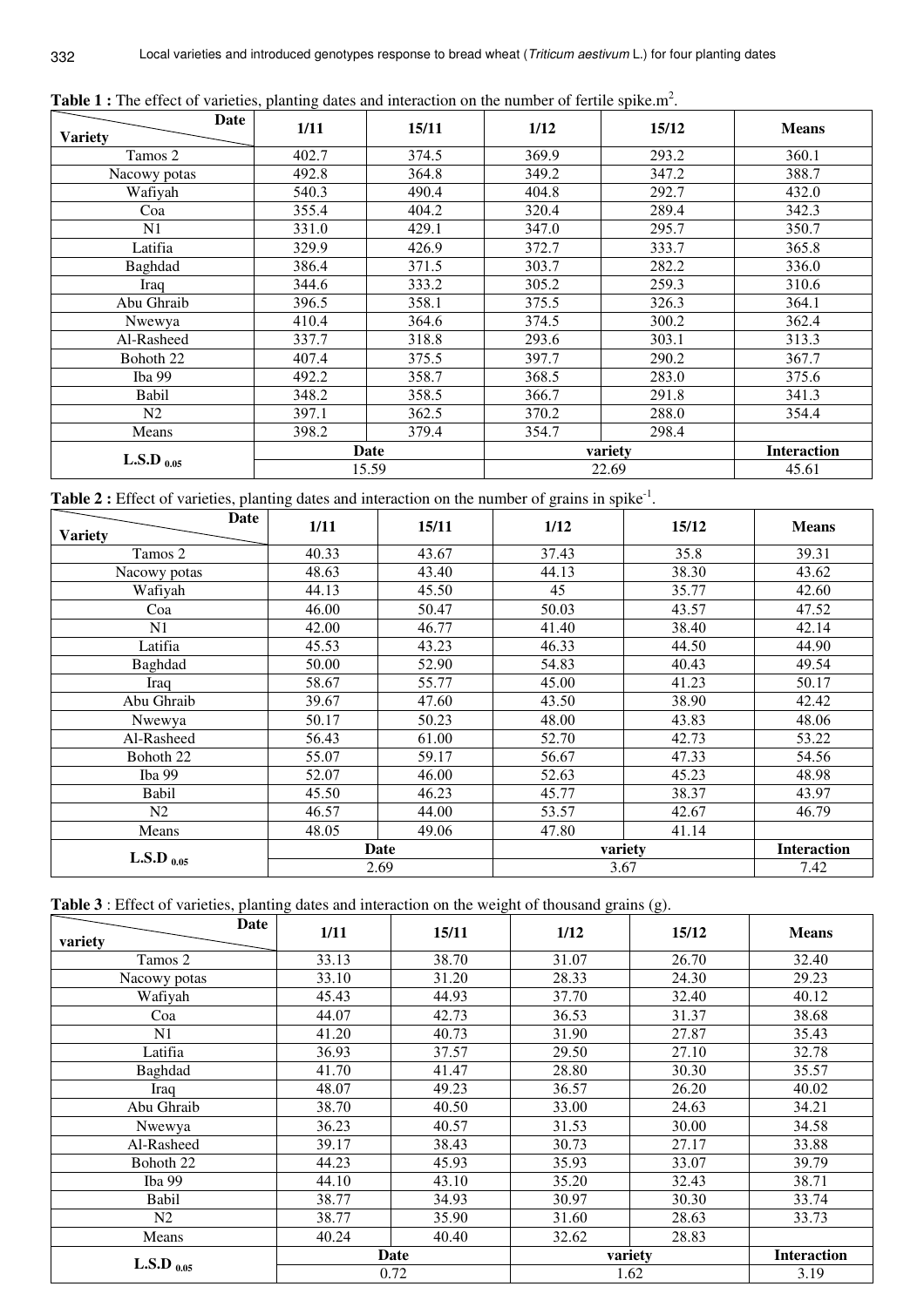**Table 1 :** The effect of varieties, planting dates and interaction on the number of fertile spike.m$^2$.

| Variety \ Date | 1/11 | 15/11 | 1/12 | 15/12 | Means |
|---|---|---|---|---|---|
| Tamos 2 | 402.7 | 374.5 | 369.9 | 293.2 | 360.1 |
| Nacowy potas | 492.8 | 364.8 | 349.2 | 347.2 | 388.7 |
| Wafiyah | 540.3 | 490.4 | 404.8 | 292.7 | 432.0 |
| Coa | 355.4 | 404.2 | 320.4 | 289.4 | 342.3 |
| N1 | 331.0 | 429.1 | 347.0 | 295.7 | 350.7 |
| Latifia | 329.9 | 426.9 | 372.7 | 333.7 | 365.8 |
| Baghdad | 386.4 | 371.5 | 303.7 | 282.2 | 336.0 |
| Iraq | 344.6 | 333.2 | 305.2 | 259.3 | 310.6 |
| Abu Ghraib | 396.5 | 358.1 | 375.5 | 326.3 | 364.1 |
| Nwewya | 410.4 | 364.6 | 374.5 | 300.2 | 362.4 |
| Al-Rasheed | 337.7 | 318.8 | 293.6 | 303.1 | 313.3 |
| Bohoth 22 | 407.4 | 375.5 | 397.7 | 290.2 | 367.7 |
| Iba 99 | 492.2 | 358.7 | 368.5 | 283.0 | 375.6 |
| Babil | 348.2 | 358.5 | 366.7 | 291.8 | 341.3 |
| N2 | 397.1 | 362.5 | 370.2 | 288.0 | 354.4 |
| Means | 398.2 | 379.4 | 354.7 | 298.4 | |
| $L.S.D_{0.05}$ | Date | | variety | | Interaction |
| | 15.59 | | 22.69 | | 45.61 |

**Table 2 :** Effect of varieties, planting dates and interaction on the number of grains in spike$^{-1}$.

| Variety \ Date | 1/11 | 15/11 | 1/12 | 15/12 | Means |
|---|---|---|---|---|---|
| Tamos 2 | 40.33 | 43.67 | 37.43 | 35.8 | 39.31 |
| Nacowy potas | 48.63 | 43.40 | 44.13 | 38.30 | 43.62 |
| Wafiyah | 44.13 | 45.50 | 45 | 35.77 | 42.60 |
| Coa | 46.00 | 50.47 | 50.03 | 43.57 | 47.52 |
| N1 | 42.00 | 46.77 | 41.40 | 38.40 | 42.14 |
| Latifia | 45.53 | 43.23 | 46.33 | 44.50 | 44.90 |
| Baghdad | 50.00 | 52.90 | 54.83 | 40.43 | 49.54 |
| Iraq | 58.67 | 55.77 | 45.00 | 41.23 | 50.17 |
| Abu Ghraib | 39.67 | 47.60 | 43.50 | 38.90 | 42.42 |
| Nwewya | 50.17 | 50.23 | 48.00 | 43.83 | 48.06 |
| Al-Rasheed | 56.43 | 61.00 | 52.70 | 42.73 | 53.22 |
| Bohoth 22 | 55.07 | 59.17 | 56.67 | 47.33 | 54.56 |
| Iba 99 | 52.07 | 46.00 | 52.63 | 45.23 | 48.98 |
| Babil | 45.50 | 46.23 | 45.77 | 38.37 | 43.97 |
| N2 | 46.57 | 44.00 | 53.57 | 42.67 | 46.79 |
| Means | 48.05 | 49.06 | 47.80 | 41.14 | |
| $L.S.D_{0.05}$ | Date | | variety | | Interaction |
| | 2.69 | | 3.67 | | 7.42 |

**Table 3** : Effect of varieties, planting dates and interaction on the weight of thousand grains (g).

| variety \ Date | 1/11 | 15/11 | 1/12 | 15/12 | Means |
|---|---|---|---|---|---|
| Tamos 2 | 33.13 | 38.70 | 31.07 | 26.70 | 32.40 |
| Nacowy potas | 33.10 | 31.20 | 28.33 | 24.30 | 29.23 |
| Wafiyah | 45.43 | 44.93 | 37.70 | 32.40 | 40.12 |
| Coa | 44.07 | 42.73 | 36.53 | 31.37 | 38.68 |
| N1 | 41.20 | 40.73 | 31.90 | 27.87 | 35.43 |
| Latifia | 36.93 | 37.57 | 29.50 | 27.10 | 32.78 |
| Baghdad | 41.70 | 41.47 | 28.80 | 30.30 | 35.57 |
| Iraq | 48.07 | 49.23 | 36.57 | 26.20 | 40.02 |
| Abu Ghraib | 38.70 | 40.50 | 33.00 | 24.63 | 34.21 |
| Nwewya | 36.23 | 40.57 | 31.53 | 30.00 | 34.58 |
| Al-Rasheed | 39.17 | 38.43 | 30.73 | 27.17 | 33.88 |
| Bohoth 22 | 44.23 | 45.93 | 35.93 | 33.07 | 39.79 |
| Iba 99 | 44.10 | 43.10 | 35.20 | 32.43 | 38.71 |
| Babil | 38.77 | 34.93 | 30.97 | 30.30 | 33.74 |
| N2 | 38.77 | 35.90 | 31.60 | 28.63 | 33.73 |
| Means | 40.24 | 40.40 | 32.62 | 28.83 | |
| $L.S.D_{0.05}$ | Date | | variety | | Interaction |
| | 0.72 | | 1.62 | | 3.19 |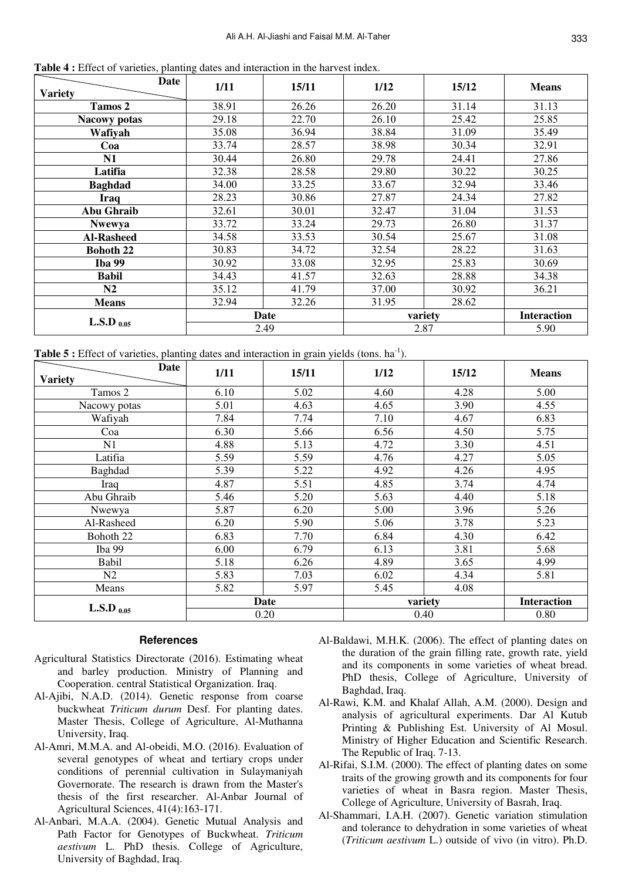**Table 4 :** Effect of varieties, planting dates and interaction in the harvest index.

| Variety \ Date | 1/11 | 15/11 | 1/12 | 15/12 | Means |
|---|---|---|---|---|---|
| **Tamos 2** | 38.91 | 26.26 | 26.20 | 31.14 | 31.13 |
| **Nacowy potas** | 29.18 | 22.70 | 26.10 | 25.42 | 25.85 |
| **Wafiyah** | 35.08 | 36.94 | 38.84 | 31.09 | 35.49 |
| **Coa** | 33.74 | 28.57 | 38.98 | 30.34 | 32.91 |
| **N1** | 30.44 | 26.80 | 29.78 | 24.41 | 27.86 |
| **Latifia** | 32.38 | 28.58 | 29.80 | 30.22 | 30.25 |
| **Baghdad** | 34.00 | 33.25 | 33.67 | 32.94 | 33.46 |
| **Iraq** | 28.23 | 30.86 | 27.87 | 24.34 | 27.82 |
| **Abu Ghraib** | 32.61 | 30.01 | 32.47 | 31.04 | 31.53 |
| **Nwewya** | 33.72 | 33.24 | 29.73 | 26.80 | 31.37 |
| **Al-Rasheed** | 34.58 | 33.53 | 30.54 | 25.67 | 31.08 |
| **Bohoth 22** | 30.83 | 34.72 | 32.54 | 28.22 | 31.63 |
| **Iba 99** | 30.92 | 33.08 | 32.95 | 25.83 | 30.69 |
| **Babil** | 34.43 | 41.57 | 32.63 | 28.88 | 34.38 |
| **N2** | 35.12 | 41.79 | 37.00 | 30.92 | 36.21 |
| **Means** | 32.94 | 32.26 | 31.95 | 28.62 | |
| **L.S.D $_{0.05}$** | **Date** | | **variety** | | **Interaction** |
| | 2.49 | | 2.87 | | 5.90 |

**Table 5 :** Effect of varieties, planting dates and interaction in grain yields (tons. ha$^{-1}$).

| Variety \ Date | 1/11 | 15/11 | 1/12 | 15/12 | Means |
|---|---|---|---|---|---|
| Tamos 2 | 6.10 | 5.02 | 4.60 | 4.28 | 5.00 |
| Nacowy potas | 5.01 | 4.63 | 4.65 | 3.90 | 4.55 |
| Wafiyah | 7.84 | 7.74 | 7.10 | 4.67 | 6.83 |
| Coa | 6.30 | 5.66 | 6.56 | 4.50 | 5.75 |
| N1 | 4.88 | 5.13 | 4.72 | 3.30 | 4.51 |
| Latifia | 5.59 | 5.59 | 4.76 | 4.27 | 5.05 |
| Baghdad | 5.39 | 5.22 | 4.92 | 4.26 | 4.95 |
| Iraq | 4.87 | 5.51 | 4.85 | 3.74 | 4.74 |
| Abu Ghraib | 5.46 | 5.20 | 5.63 | 4.40 | 5.18 |
| Nwewya | 5.87 | 6.20 | 5.00 | 3.96 | 5.26 |
| Al-Rasheed | 6.20 | 5.90 | 5.06 | 3.78 | 5.23 |
| Bohoth 22 | 6.83 | 7.70 | 6.84 | 4.30 | 6.42 |
| Iba 99 | 6.00 | 6.79 | 6.13 | 3.81 | 5.68 |
| Babil | 5.18 | 6.26 | 4.89 | 3.65 | 4.99 |
| N2 | 5.83 | 7.03 | 6.02 | 4.34 | 5.81 |
| Means | 5.82 | 5.97 | 5.45 | 4.08 | |
| **L.S.D $_{0.05}$** | **Date** | | **variety** | | **Interaction** |
| | 0.20 | | 0.40 | | 0.80 |

## References

Agricultural Statistics Directorate (2016). Estimating wheat and barley production. Ministry of Planning and Cooperation. central Statistical Organization. Iraq.

Al-Ajibi, N.A.D. (2014). Genetic response from coarse buckwheat *Triticum durum* Desf. For planting dates. Master Thesis, College of Agriculture, Al-Muthanna University, Iraq.

Al-Amri, M.M.A. and Al-obeidi, M.O. (2016). Evaluation of several genotypes of wheat and tertiary crops under conditions of perennial cultivation in Sulaymaniyah Governorate. The research is drawn from the Master's thesis of the first researcher. Al-Anbar Journal of Agricultural Sciences, 41(4):163-171.

Al-Anbari, M.A.A. (2004). Genetic Mutual Analysis and Path Factor for Genotypes of Buckwheat. *Triticum aestivum* L. PhD thesis. College of Agriculture, University of Baghdad, Iraq.

Al-Baldawi, M.H.K. (2006). The effect of planting dates on the duration of the grain filling rate, growth rate, yield and its components in some varieties of wheat bread. PhD thesis, College of Agriculture, University of Baghdad, Iraq.

Al-Rawi, K.M. and Khalaf Allah, A.M. (2000). Design and analysis of agricultural experiments. Dar Al Kutub Printing & Publishing Est. University of Al Mosul. Ministry of Higher Education and Scientific Research. The Republic of Iraq. 7-13.

Al-Rifai, S.I.M. (2000). The effect of planting dates on some traits of the growing growth and its components for four varieties of wheat in Basra region. Master Thesis, College of Agriculture, University of Basrah, Iraq.

Al-Shammari, I.A.H. (2007). Genetic variation stimulation and tolerance to dehydration in some varieties of wheat (*Triticum aestivum* L.) outside of vivo (in vitro). Ph.D.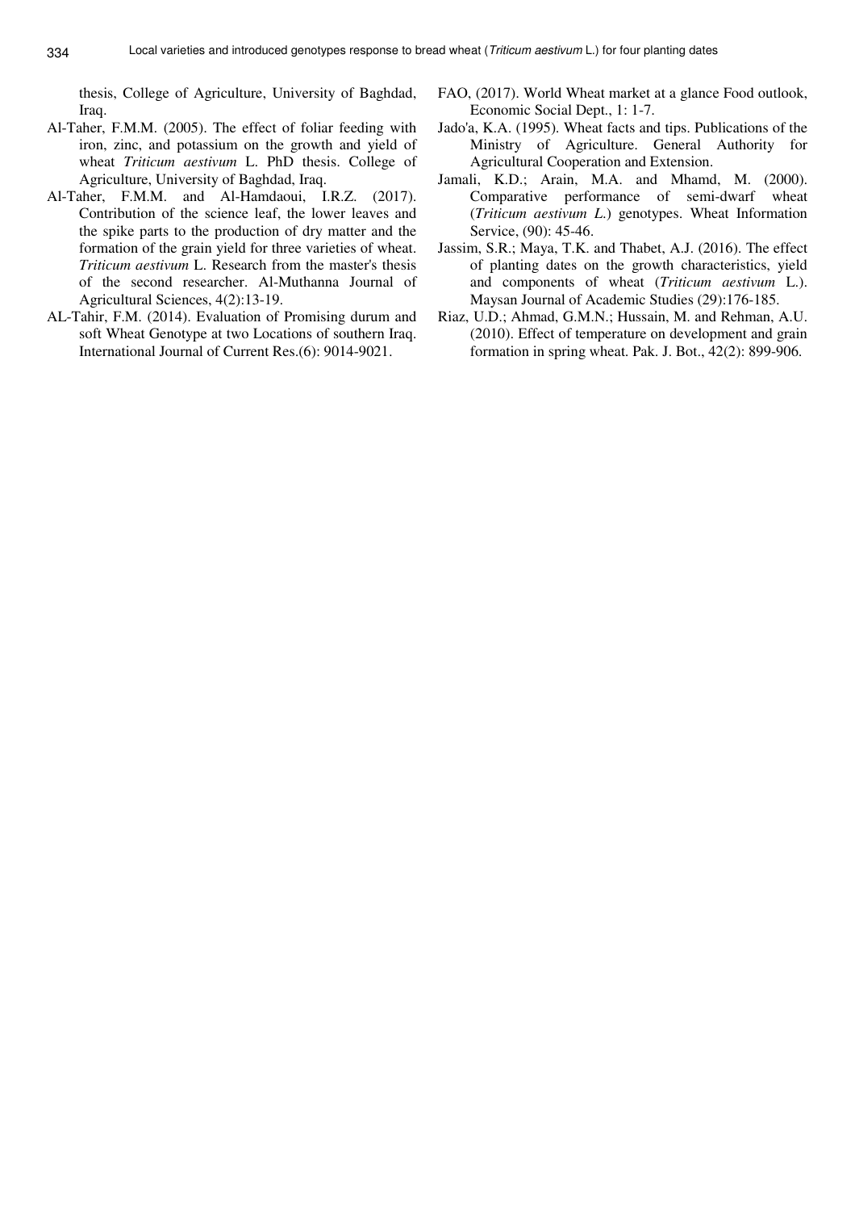thesis, College of Agriculture, University of Baghdad, Iraq.

Al-Taher, F.M.M. (2005). The effect of foliar feeding with iron, zinc, and potassium on the growth and yield of wheat *Triticum aestivum* L. PhD thesis. College of Agriculture, University of Baghdad, Iraq.

Al-Taher, F.M.M. and Al-Hamdaoui, I.R.Z. (2017). Contribution of the science leaf, the lower leaves and the spike parts to the production of dry matter and the formation of the grain yield for three varieties of wheat. *Triticum aestivum* L. Research from the master's thesis of the second researcher. Al-Muthanna Journal of Agricultural Sciences, 4(2):13-19.

AL-Tahir, F.M. (2014). Evaluation of Promising durum and soft Wheat Genotype at two Locations of southern Iraq. International Journal of Current Res.(6): 9014-9021.

FAO, (2017). World Wheat market at a glance Food outlook, Economic Social Dept., 1: 1-7.

Jado'a, K.A. (1995). Wheat facts and tips. Publications of the Ministry of Agriculture. General Authority for Agricultural Cooperation and Extension.

Jamali, K.D.; Arain, M.A. and Mhamd, M. (2000). Comparative performance of semi-dwarf wheat (*Triticum aestivum L.*) genotypes. Wheat Information Service, (90): 45-46.

Jassim, S.R.; Maya, T.K. and Thabet, A.J. (2016). The effect of planting dates on the growth characteristics, yield and components of wheat (*Triticum aestivum* L.). Maysan Journal of Academic Studies (29):176-185.

Riaz, U.D.; Ahmad, G.M.N.; Hussain, M. and Rehman, A.U. (2010). Effect of temperature on development and grain formation in spring wheat. Pak. J. Bot., 42(2): 899-906.